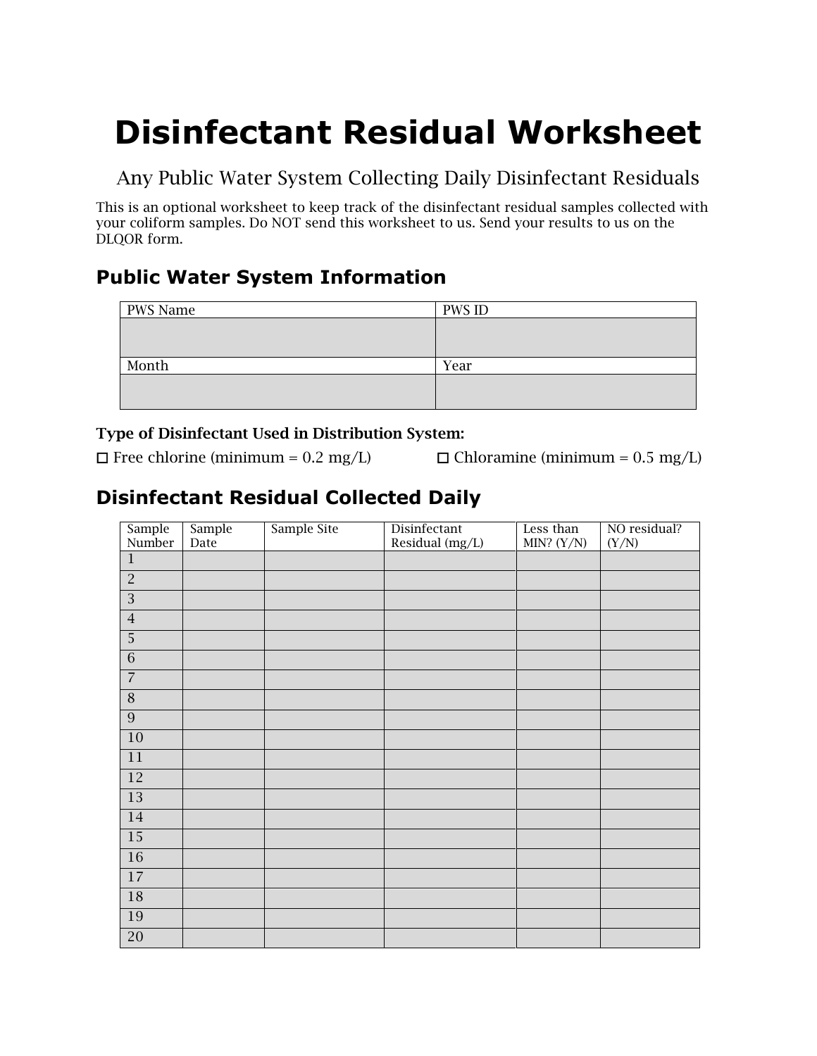# Disinfectant Residual Worksheet

Any Public Water System Collecting Daily Disinfectant Residuals

This is an optional worksheet to keep track of the disinfectant residual samples collected with your coliform samples. Do NOT send this worksheet to us. Send your results to us on the DLQOR form.

## Public Water System Information

| PWS Name | PWS ID |
|---|---|
| | |
| **Month** | **Year** |
| | |

**Type of Disinfectant Used in Distribution System:**

☐ Free chlorine (minimum = 0.2 mg/L) ☐ Chloramine (minimum = 0.5 mg/L)

## Disinfectant Residual Collected Daily

| Sample Number | Sample Date | Sample Site | Disinfectant Residual (mg/L) | Less than MIN? (Y/N) | NO residual? (Y/N) |
|---|---|---|---|---|---|
| 1 | | | | | |
| 2 | | | | | |
| 3 | | | | | |
| 4 | | | | | |
| 5 | | | | | |
| 6 | | | | | |
| 7 | | | | | |
| 8 | | | | | |
| 9 | | | | | |
| 10 | | | | | |
| 11 | | | | | |
| 12 | | | | | |
| 13 | | | | | |
| 14 | | | | | |
| 15 | | | | | |
| 16 | | | | | |
| 17 | | | | | |
| 18 | | | | | |
| 19 | | | | | |
| 20 | | | | | |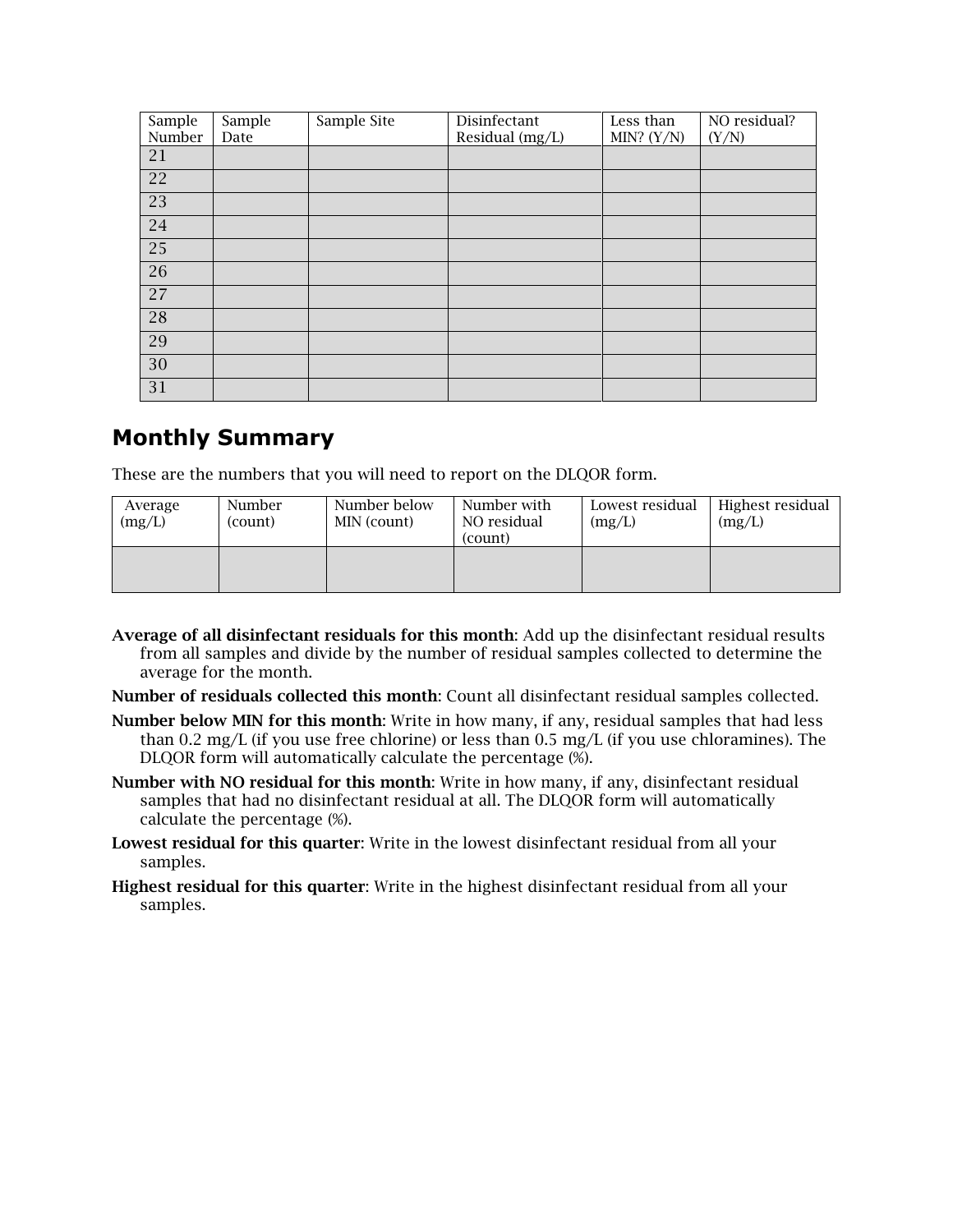| Sample Number | Sample Date | Sample Site | Disinfectant Residual (mg/L) | Less than MIN? (Y/N) | NO residual? (Y/N) |
|---|---|---|---|---|---|
| 21 | | | | | |
| 22 | | | | | |
| 23 | | | | | |
| 24 | | | | | |
| 25 | | | | | |
| 26 | | | | | |
| 27 | | | | | |
| 28 | | | | | |
| 29 | | | | | |
| 30 | | | | | |
| 31 | | | | | |

## Monthly Summary

These are the numbers that you will need to report on the DLQOR form.

| Average (mg/L) | Number (count) | Number below MIN (count) | Number with NO residual (count) | Lowest residual (mg/L) | Highest residual (mg/L) |
|---|---|---|---|---|---|
| | | | | | |

**Average of all disinfectant residuals for this month**: Add up the disinfectant residual results from all samples and divide by the number of residual samples collected to determine the average for the month.

**Number of residuals collected this month**: Count all disinfectant residual samples collected.

**Number below MIN for this month**: Write in how many, if any, residual samples that had less than 0.2 mg/L (if you use free chlorine) or less than 0.5 mg/L (if you use chloramines). The DLQOR form will automatically calculate the percentage (%).

**Number with NO residual for this month**: Write in how many, if any, disinfectant residual samples that had no disinfectant residual at all. The DLQOR form will automatically calculate the percentage (%).

**Lowest residual for this quarter**: Write in the lowest disinfectant residual from all your samples.

**Highest residual for this quarter**: Write in the highest disinfectant residual from all your samples.